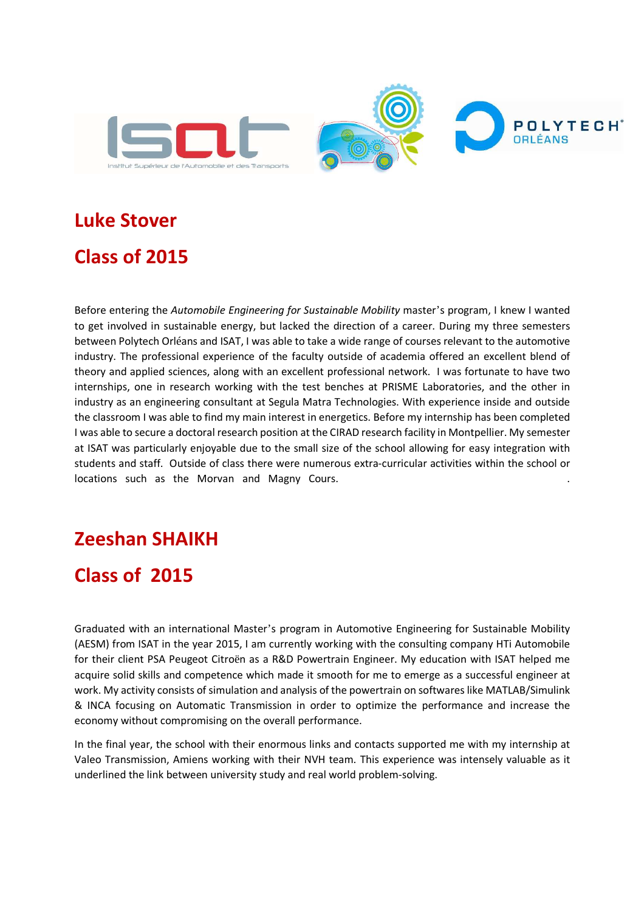## Luke Stover

## Class of 2015

Before entering the *Automobile Engineering for Sustainable Mobility* master's program, I knew I wanted to get involved in sustainable energy, but lacked the direction of a career. During my three semesters between Polytech Orléans and ISAT, I was able to take a wide range of courses relevant to the automotive industry. The professional experience of the faculty outside of academia offered an excellent blend of theory and applied sciences, along with an excellent professional network. I was fortunate to have two internships, one in research working with the test benches at PRISME Laboratories, and the other in industry as an engineering consultant at Segula Matra Technologies. With experience inside and outside the classroom I was able to find my main interest in energetics. Before my internship has been completed I was able to secure a doctoral research position at the CIRAD research facility in Montpellier. My semester at ISAT was particularly enjoyable due to the small size of the school allowing for easy integration with students and staff. Outside of class there were numerous extra-curricular activities within the school or locations such as the Morvan and Magny Cours.

## Zeeshan SHAIKH

## Class of 2015

Graduated with an international Master's program in Automotive Engineering for Sustainable Mobility (AESM) from ISAT in the year 2015, I am currently working with the consulting company HTi Automobile for their client PSA Peugeot Citroën as a R&D Powertrain Engineer. My education with ISAT helped me acquire solid skills and competence which made it smooth for me to emerge as a successful engineer at work. My activity consists of simulation and analysis of the powertrain on softwares like MATLAB/Simulink & INCA focusing on Automatic Transmission in order to optimize the performance and increase the economy without compromising on the overall performance.

In the final year, the school with their enormous links and contacts supported me with my internship at Valeo Transmission, Amiens working with their NVH team. This experience was intensely valuable as it underlined the link between university study and real world problem-solving.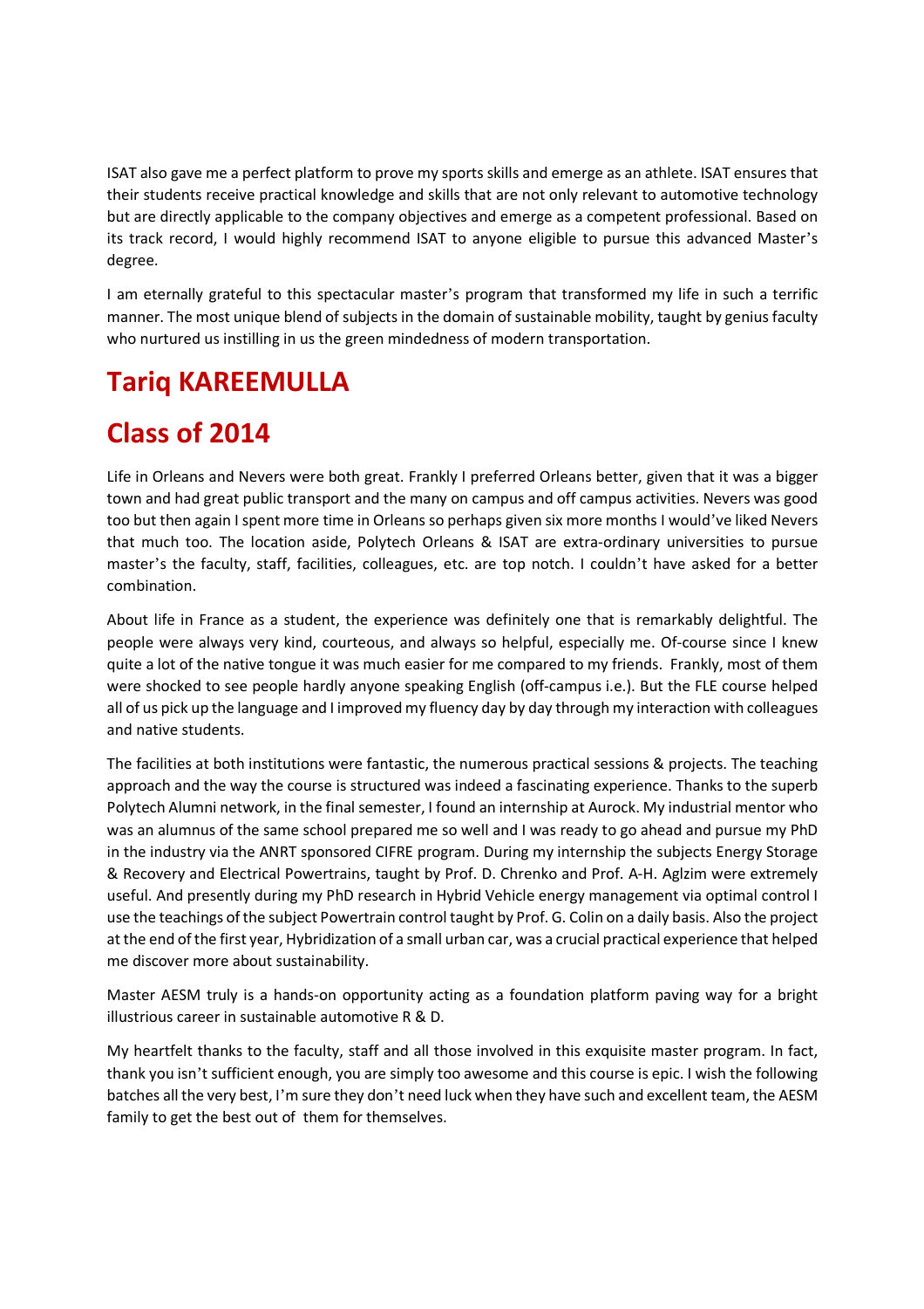ISAT also gave me a perfect platform to prove my sports skills and emerge as an athlete. ISAT ensures that their students receive practical knowledge and skills that are not only relevant to automotive technology but are directly applicable to the company objectives and emerge as a competent professional. Based on its track record, I would highly recommend ISAT to anyone eligible to pursue this advanced Master's degree.

I am eternally grateful to this spectacular master's program that transformed my life in such a terrific manner. The most unique blend of subjects in the domain of sustainable mobility, taught by genius faculty who nurtured us instilling in us the green mindedness of modern transportation.

# Tariq KAREEMULLA

# Class of 2014

Life in Orleans and Nevers were both great. Frankly I preferred Orleans better, given that it was a bigger town and had great public transport and the many on campus and off campus activities. Nevers was good too but then again I spent more time in Orleans so perhaps given six more months I would've liked Nevers that much too. The location aside, Polytech Orleans & ISAT are extra-ordinary universities to pursue master's the faculty, staff, facilities, colleagues, etc. are top notch. I couldn't have asked for a better combination.

About life in France as a student, the experience was definitely one that is remarkably delightful. The people were always very kind, courteous, and always so helpful, especially me. Of-course since I knew quite a lot of the native tongue it was much easier for me compared to my friends. Frankly, most of them were shocked to see people hardly anyone speaking English (off-campus i.e.). But the FLE course helped all of us pick up the language and I improved my fluency day by day through my interaction with colleagues and native students.

The facilities at both institutions were fantastic, the numerous practical sessions & projects. The teaching approach and the way the course is structured was indeed a fascinating experience. Thanks to the superb Polytech Alumni network, in the final semester, I found an internship at Aurock. My industrial mentor who was an alumnus of the same school prepared me so well and I was ready to go ahead and pursue my PhD in the industry via the ANRT sponsored CIFRE program. During my internship the subjects Energy Storage & Recovery and Electrical Powertrains, taught by Prof. D. Chrenko and Prof. A-H. Aglzim were extremely useful. And presently during my PhD research in Hybrid Vehicle energy management via optimal control I use the teachings of the subject Powertrain control taught by Prof. G. Colin on a daily basis. Also the project at the end of the first year, Hybridization of a small urban car, was a crucial practical experience that helped me discover more about sustainability.

Master AESM truly is a hands-on opportunity acting as a foundation platform paving way for a bright illustrious career in sustainable automotive R & D.

My heartfelt thanks to the faculty, staff and all those involved in this exquisite master program. In fact, thank you isn't sufficient enough, you are simply too awesome and this course is epic. I wish the following batches all the very best, I'm sure they don't need luck when they have such and excellent team, the AESM family to get the best out of them for themselves.